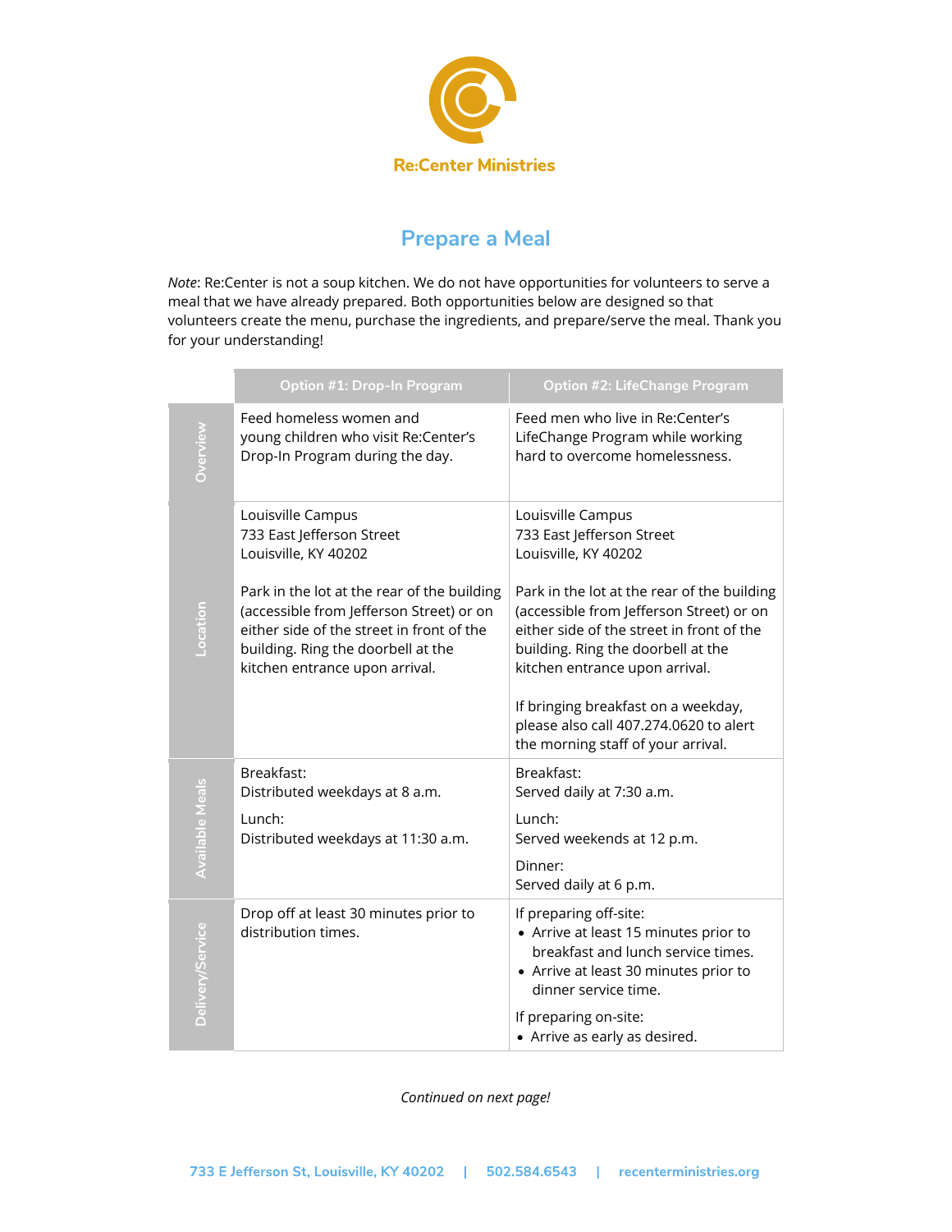Re:Center Ministries

# Prepare a Meal

*Note*: Re:Center is not a soup kitchen. We do not have opportunities for volunteers to serve a meal that we have already prepared. Both opportunities below are designed so that volunteers create the menu, purchase the ingredients, and prepare/serve the meal. Thank you for your understanding!

| | Option #1: Drop-In Program | Option #2: LifeChange Program |
|---|---|---|
| Overview | Feed homeless women and young children who visit Re:Center's Drop-In Program during the day. | Feed men who live in Re:Center's LifeChange Program while working hard to overcome homelessness. |
| Location | Louisville Campus<br>733 East Jefferson Street<br>Louisville, KY 40202<br><br>Park in the lot at the rear of the building (accessible from Jefferson Street) or on either side of the street in front of the building. Ring the doorbell at the kitchen entrance upon arrival. | Louisville Campus<br>733 East Jefferson Street<br>Louisville, KY 40202<br><br>Park in the lot at the rear of the building (accessible from Jefferson Street) or on either side of the street in front of the building. Ring the doorbell at the kitchen entrance upon arrival.<br><br>If bringing breakfast on a weekday, please also call 407.274.0620 to alert the morning staff of your arrival. |
| Available Meals | Breakfast:<br>Distributed weekdays at 8 a.m.<br><br>Lunch:<br>Distributed weekdays at 11:30 a.m. | Breakfast:<br>Served daily at 7:30 a.m.<br><br>Lunch:<br>Served weekends at 12 p.m.<br><br>Dinner:<br>Served daily at 6 p.m. |
| Delivery/Service | Drop off at least 30 minutes prior to distribution times. | If preparing off-site:<br>• Arrive at least 15 minutes prior to breakfast and lunch service times.<br>• Arrive at least 30 minutes prior to dinner service time.<br><br>If preparing on-site:<br>• Arrive as early as desired. |

*Continued on next page!*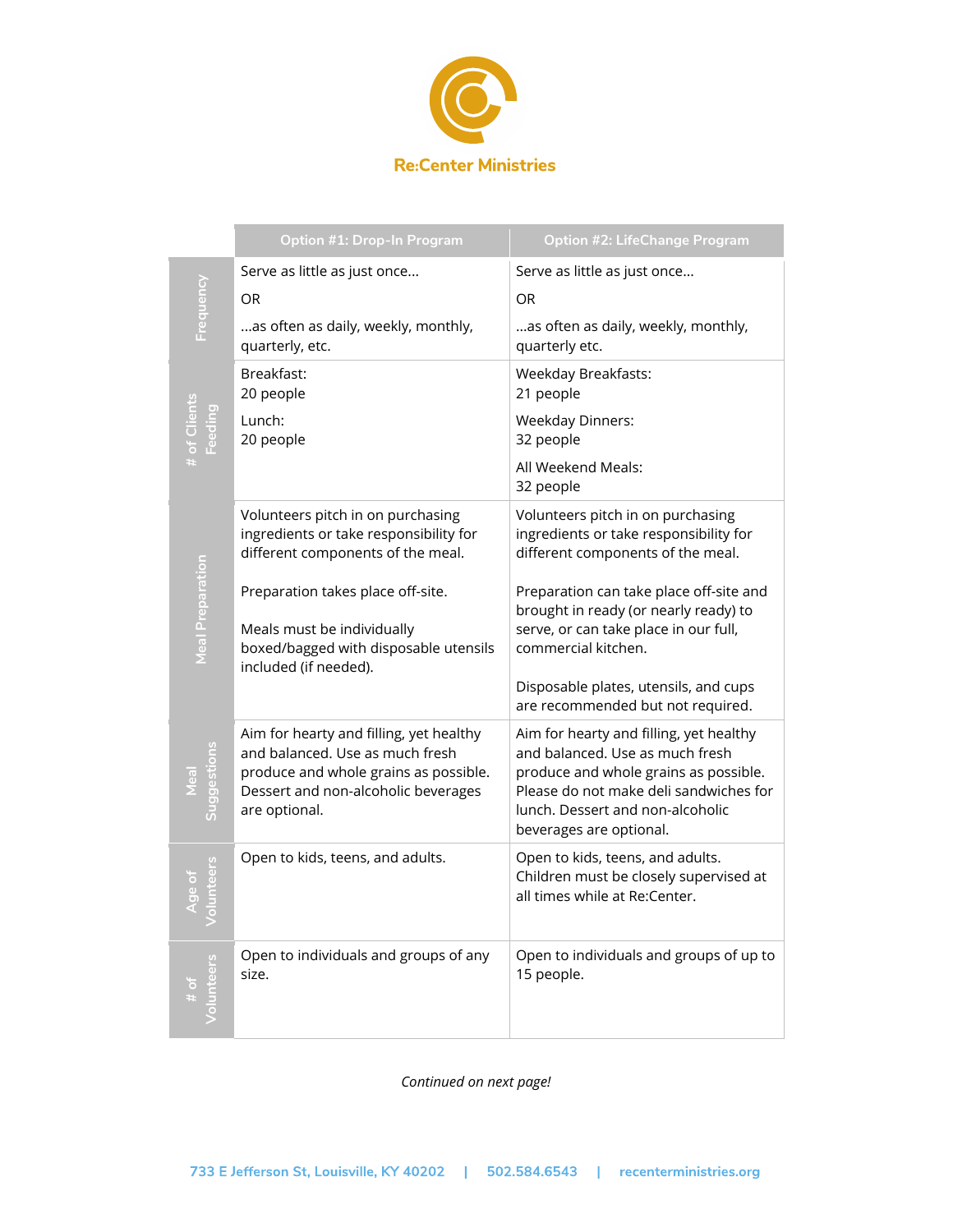**Re:Center Ministries**

| | Option #1: Drop-In Program | Option #2: LifeChange Program |
| --- | --- | --- |
| Frequency | Serve as little as just once... <br> OR <br> ...as often as daily, weekly, monthly, quarterly, etc. | Serve as little as just once... <br> OR <br> ...as often as daily, weekly, monthly, quarterly etc. |
| # of Clients Feeding | Breakfast: <br> 20 people <br> Lunch: <br> 20 people | Weekday Breakfasts: <br> 21 people <br> Weekday Dinners: <br> 32 people <br> All Weekend Meals: <br> 32 people |
| Meal Preparation | Volunteers pitch in on purchasing ingredients or take responsibility for different components of the meal. <br><br> Preparation takes place off-site. <br><br> Meals must be individually boxed/bagged with disposable utensils included (if needed). | Volunteers pitch in on purchasing ingredients or take responsibility for different components of the meal. <br><br> Preparation can take place off-site and brought in ready (or nearly ready) to serve, or can take place in our full, commercial kitchen. <br><br> Disposable plates, utensils, and cups are recommended but not required. |
| Meal Suggestions | Aim for hearty and filling, yet healthy and balanced. Use as much fresh produce and whole grains as possible. Dessert and non-alcoholic beverages are optional. | Aim for hearty and filling, yet healthy and balanced. Use as much fresh produce and whole grains as possible. Please do not make deli sandwiches for lunch. Dessert and non-alcoholic beverages are optional. |
| Age of Volunteers | Open to kids, teens, and adults. | Open to kids, teens, and adults. Children must be closely supervised at all times while at Re:Center. |
| # of Volunteers | Open to individuals and groups of any size. | Open to individuals and groups of up to 15 people. |

*Continued on next page!*

733 E Jefferson St, Louisville, KY 40202 | 502.584.6543 | recenterministries.org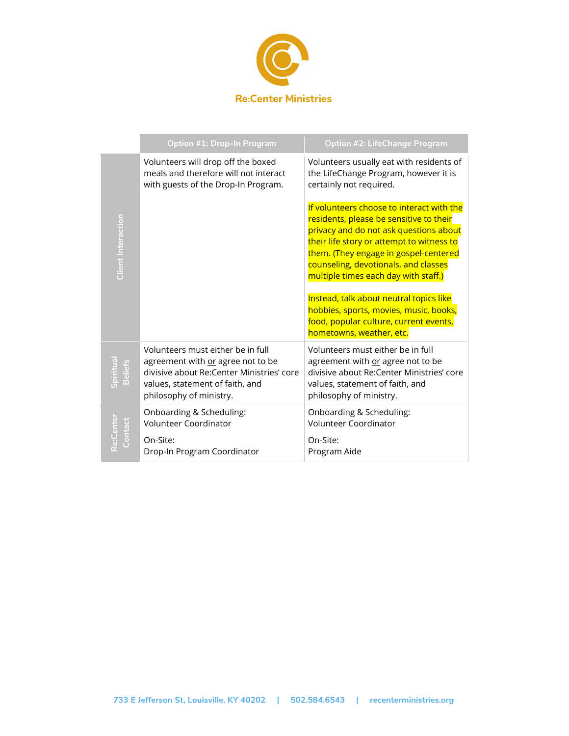Re:Center Ministries

| | Option #1: Drop-In Program | Option #2: LifeChange Program |
|---|---|---|
| Client Interaction | Volunteers will drop off the boxed meals and therefore will not interact with guests of the Drop-In Program. | Volunteers usually eat with residents of the LifeChange Program, however it is certainly not required.<br><br>If volunteers choose to interact with the residents, please be sensitive to their privacy and do not ask questions about their life story or attempt to witness to them. (They engage in gospel-centered counseling, devotionals, and classes multiple times each day with staff.)<br><br>Instead, talk about neutral topics like hobbies, sports, movies, music, books, food, popular culture, current events, hometowns, weather, etc. |
| Spiritual Beliefs | Volunteers must either be in full agreement with <u>or</u> agree not to be divisive about Re:Center Ministries' core values, statement of faith, and philosophy of ministry. | Volunteers must either be in full agreement with <u>or</u> agree not to be divisive about Re:Center Ministries' core values, statement of faith, and philosophy of ministry. |
| Re:Center Contact | Onboarding & Scheduling:<br>Volunteer Coordinator<br><br>On-Site:<br>Drop-In Program Coordinator | Onboarding & Scheduling:<br>Volunteer Coordinator<br><br>On-Site:<br>Program Aide |

733 E Jefferson St, Louisville, KY 40202 | 502.584.6543 | recenterministries.org